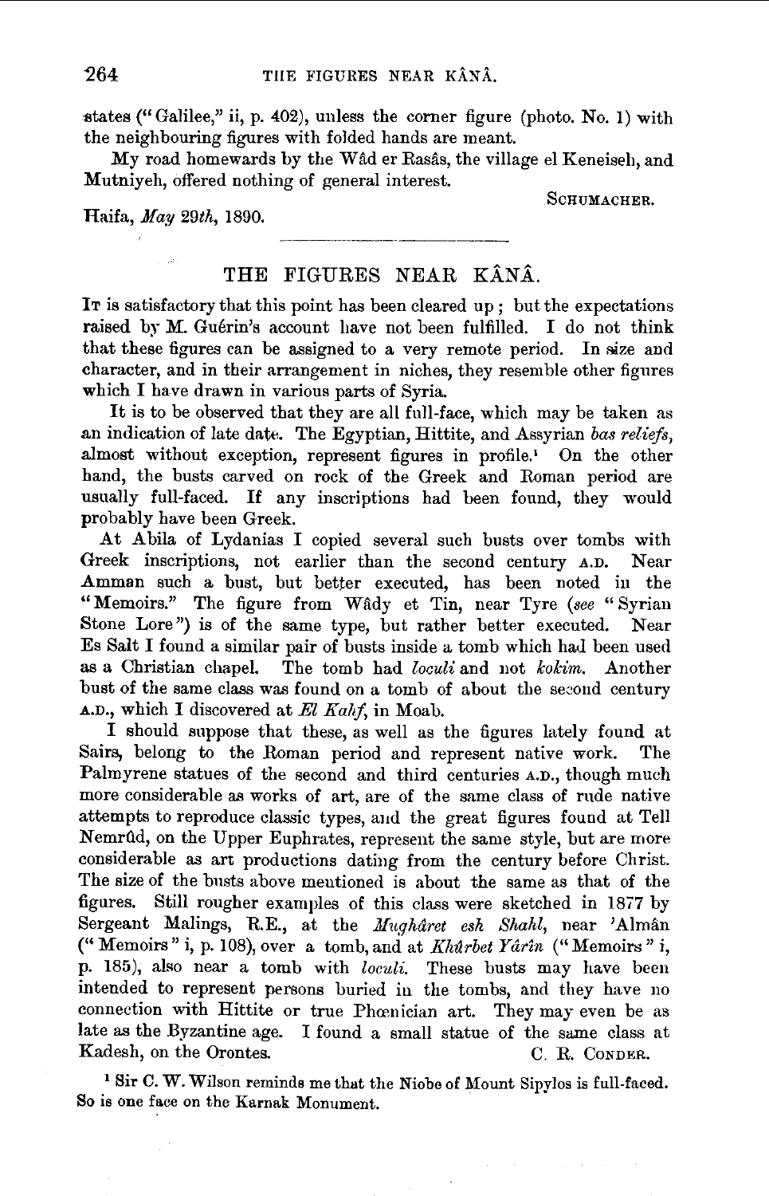states ("Galilee," ii, p. 402), unless the corner figure (photo. No. 1) with the neighbouring figures with folded hands are meant.

My road homewards by the Wâd er Rasâs, the village el Keneiseh, and Mutniyeh, offered nothing of general interest.

SCHUMACHER.

Haifa, *May 29th*, 1890.

---

## THE FIGURES NEAR KÂNÂ.

It is satisfactory that this point has been cleared up; but the expectations raised by M. Guérin's account have not been fulfilled. I do not think that these figures can be assigned to a very remote period. In size and character, and in their arrangement in niches, they resemble other figures which I have drawn in various parts of Syria.

It is to be observed that they are all full-face, which may be taken as an indication of late date. The Egyptian, Hittite, and Assyrian *bas reliefs*, almost without exception, represent figures in profile.[1] On the other hand, the busts carved on rock of the Greek and Roman period are usually full-faced. If any inscriptions had been found, they would probably have been Greek.

At Abila of Lydanias I copied several such busts over tombs with Greek inscriptions, not earlier than the second century A.D. Near Amman such a bust, but better executed, has been noted in the "Memoirs." The figure from Wâdy et Tin, near Tyre (*see* "Syrian Stone Lore") is of the same type, but rather better executed. Near Es Salt I found a similar pair of busts inside a tomb which had been used as a Christian chapel. The tomb had *loculi* and not *kokim*. Another bust of the same class was found on a tomb of about the second century A.D., which I discovered at *El Kahf*, in Moab.

I should suppose that these, as well as the figures lately found at Sairs, belong to the Roman period and represent native work. The Palmyrene statues of the second and third centuries A.D., though much more considerable as works of art, are of the same class of rude native attempts to reproduce classic types, and the great figures found at Tell Nemrûd, on the Upper Euphrates, represent the same style, but are more considerable as art productions dating from the century before Christ. The size of the busts above mentioned is about the same as that of the figures. Still rougher examples of this class were sketched in 1877 by Sergeant Malings, R.E., at the *Mughâret esh Shahl*, near 'Almân ("Memoirs" i, p. 108), over a tomb, and at *Khûrbet Yârîn* ("Memoirs" i, p. 185), also near a tomb with *loculi*. These busts may have been intended to represent persons buried in the tombs, and they have no connection with Hittite or true Phœnician art. They may even be as late as the Byzantine age. I found a small statue of the same class at Kadesh, on the Orontes.

C. R. CONDER.

[1] Sir C. W. Wilson reminds me that the Niobe of Mount Sipylos is full-faced. So is one face on the Karnak Monument.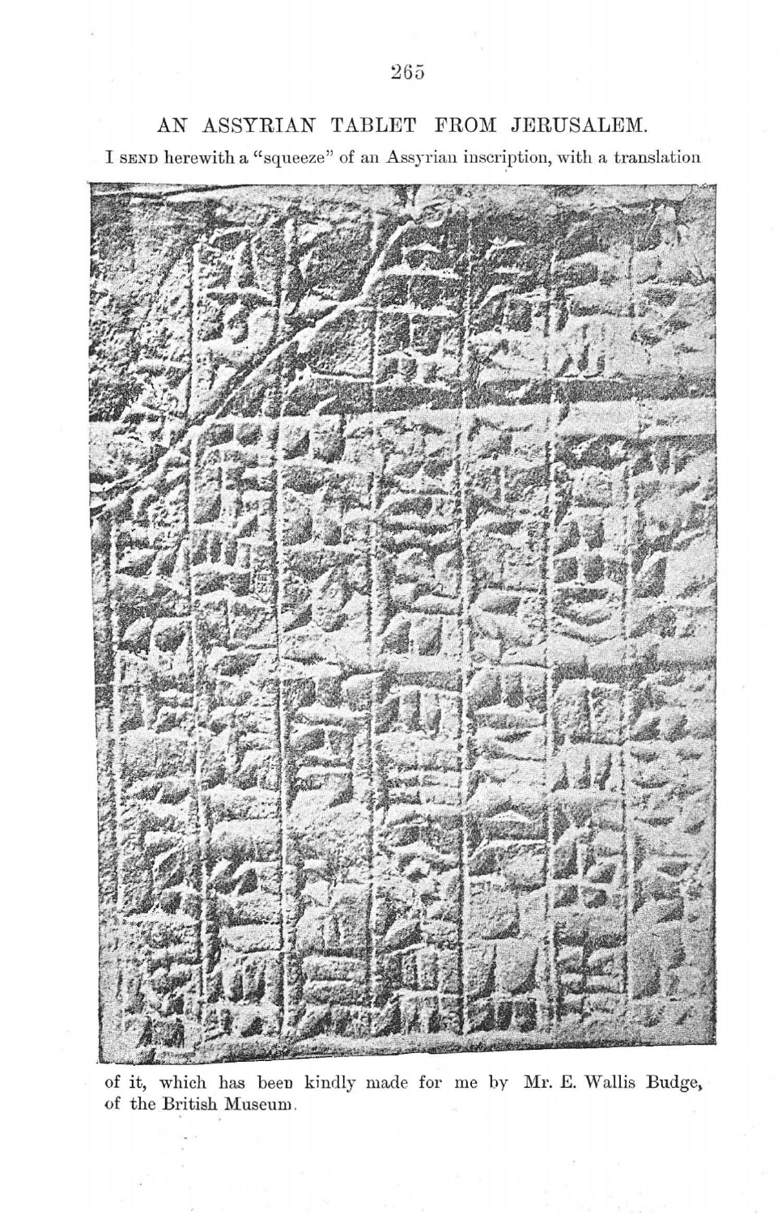## AN ASSYRIAN TABLET FROM JERUSALEM.

I SEND herewith a "squeeze" of an Assyrian inscription, with a translation of it, which has been kindly made for me by Mr. E. Wallis Budge, of the British Museum.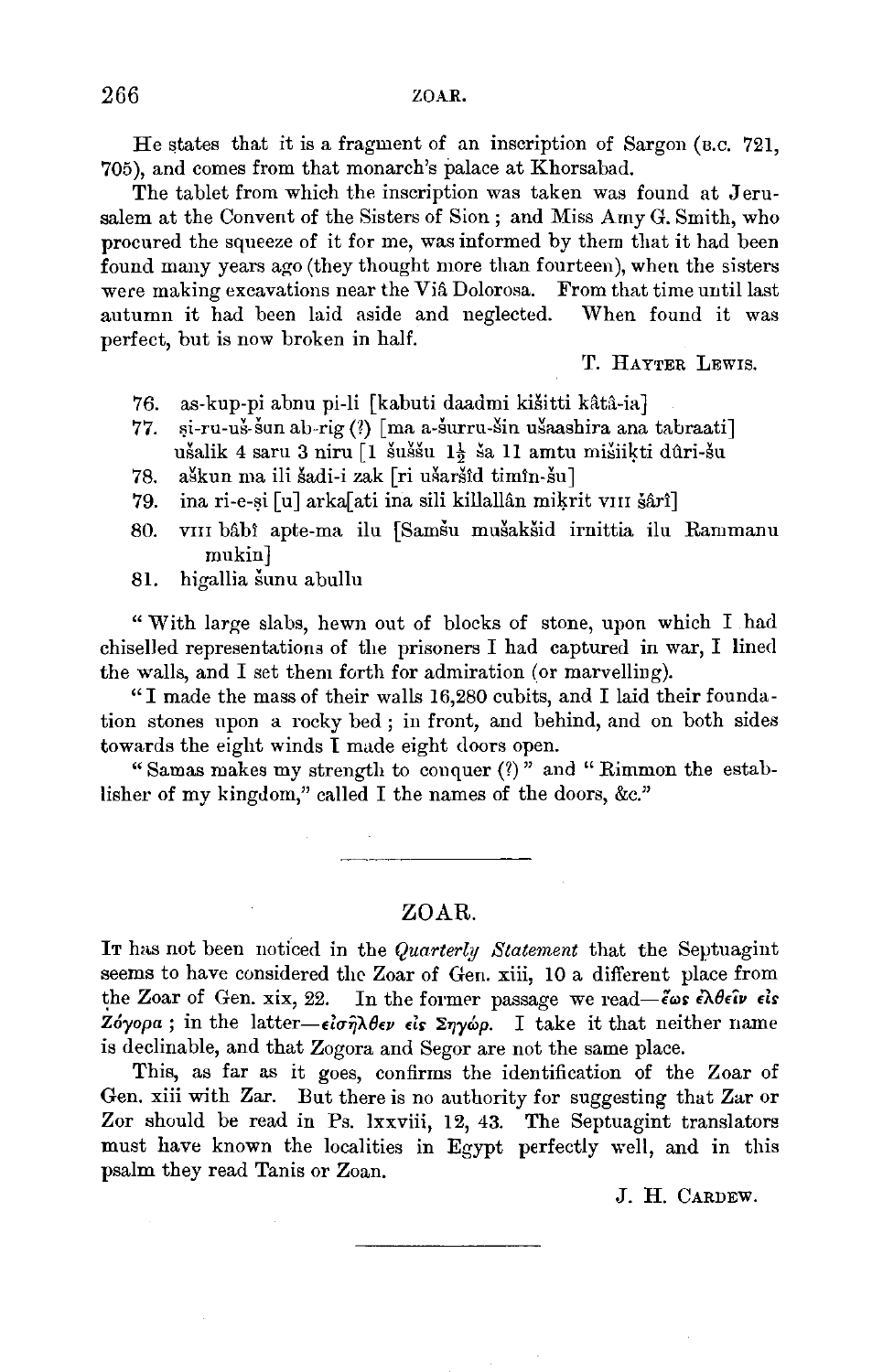He states that it is a fragment of an inscription of Sargon (B.C. 721, 705), and comes from that monarch's palace at Khorsabad.

The tablet from which the inscription was taken was found at Jerusalem at the Convent of the Sisters of Sion; and Miss Amy G. Smith, who procured the squeeze of it for me, was informed by them that it had been found many years ago (they thought more than fourteen), when the sisters were making excavations near the Viâ Dolorosa. From that time until last autumn it had been laid aside and neglected. When found it was perfect, but is now broken in half.

T. HAYTER LEWIS.

76. as-kup-pi abnu pi-li [kabuti daadmi kišitti kâtâ-ia]
77. ṣi-ru-uš-šun ab-rig (?) [ma a-šurru-šin ušaashira ana tabraati] ušalik 4 saru 3 niru [1 šuššu $1\frac{1}{2}$ ša 11 amtu mišiikti dûri-šu
78. aškun ma ili šadi-i zak [ri ušaršîd timîn-šu]
79. ina ri-e-ṣi [u] arka[ati ina sili killallân miḳrit VIII šârî]
80. VIII bâbî apte-ma ilu [Samšu mušakšid irnittia ilu Rammanu mukin]
81. higallia šunu abullu

"With large slabs, hewn out of blocks of stone, upon which I had chiselled representations of the prisoners I had captured in war, I lined the walls, and I set them forth for admiration (or marvelling).

"I made the mass of their walls 16,280 cubits, and I laid their foundation stones upon a rocky bed; in front, and behind, and on both sides towards the eight winds I made eight doors open.

"Samas makes my strength to conquer (?)" and "Rimmon the establisher of my kingdom," called I the names of the doors, &c."

---

## ZOAR.

It has not been noticed in the *Quarterly Statement* that the Septuagint seems to have considered the Zoar of Gen. xiii, 10 a different place from the Zoar of Gen. xix, 22. In the former passage we read—*ἕως ἐλθεῖν εἰς Ζόγορα*; in the latter—*εἰσῆλθεν εἰς Σηγώρ*. I take it that neither name is declinable, and that Zogora and Segor are not the same place.

This, as far as it goes, confirms the identification of the Zoar of Gen. xiii with Zar. But there is no authority for suggesting that Zar or Zor should be read in Ps. lxxviii, 12, 43. The Septuagint translators must have known the localities in Egypt perfectly well, and in this psalm they read Tanis or Zoan.

J. H. CARDEW.